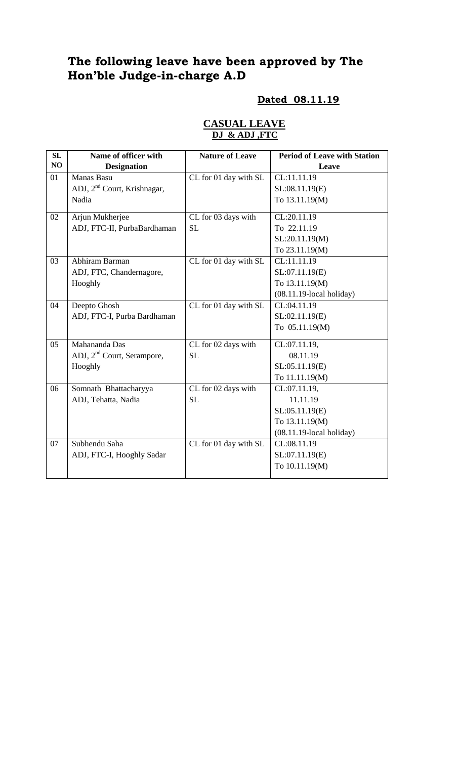# The following leave have been approved by The Hon'ble Judge-in-charge A.D

**Dated 08.11.19**

## CASUAL LEAVE
**DJ & ADJ ,FTC**

| SL NO | Name of officer with Designation | Nature of Leave | Period of Leave with Station Leave |
|---|---|---|---|
| 01 | Manas Basu<br>ADJ, 2nd Court, Krishnagar, Nadia | CL for 01 day with SL | CL:11.11.19<br>SL:08.11.19(E)<br>To 13.11.19(M) |
| 02 | Arjun Mukherjee<br>ADJ, FTC-II, PurbaBardhaman | CL for 03 days with SL | CL:20.11.19<br>To 22.11.19<br>SL:20.11.19(M)<br>To 23.11.19(M) |
| 03 | Abhiram Barman<br>ADJ, FTC, Chandernagore, Hooghly | CL for 01 day with SL | CL:11.11.19<br>SL:07.11.19(E)<br>To 13.11.19(M)<br>(08.11.19-local holiday) |
| 04 | Deepto Ghosh<br>ADJ, FTC-I, Purba Bardhaman | CL for 01 day with SL | CL:04.11.19<br>SL:02.11.19(E)<br>To 05.11.19(M) |
| 05 | Mahananda Das<br>ADJ, 2nd Court, Serampore, Hooghly | CL for 02 days with SL | CL:07.11.19,<br>08.11.19<br>SL:05.11.19(E)<br>To 11.11.19(M) |
| 06 | Somnath Bhattacharyya<br>ADJ, Tehatta, Nadia | CL for 02 days with SL | CL:07.11.19,<br>11.11.19<br>SL:05.11.19(E)<br>To 13.11.19(M)<br>(08.11.19-local holiday) |
| 07 | Subhendu Saha<br>ADJ, FTC-I, Hooghly Sadar | CL for 01 day with SL | CL:08.11.19<br>SL:07.11.19(E)<br>To 10.11.19(M) |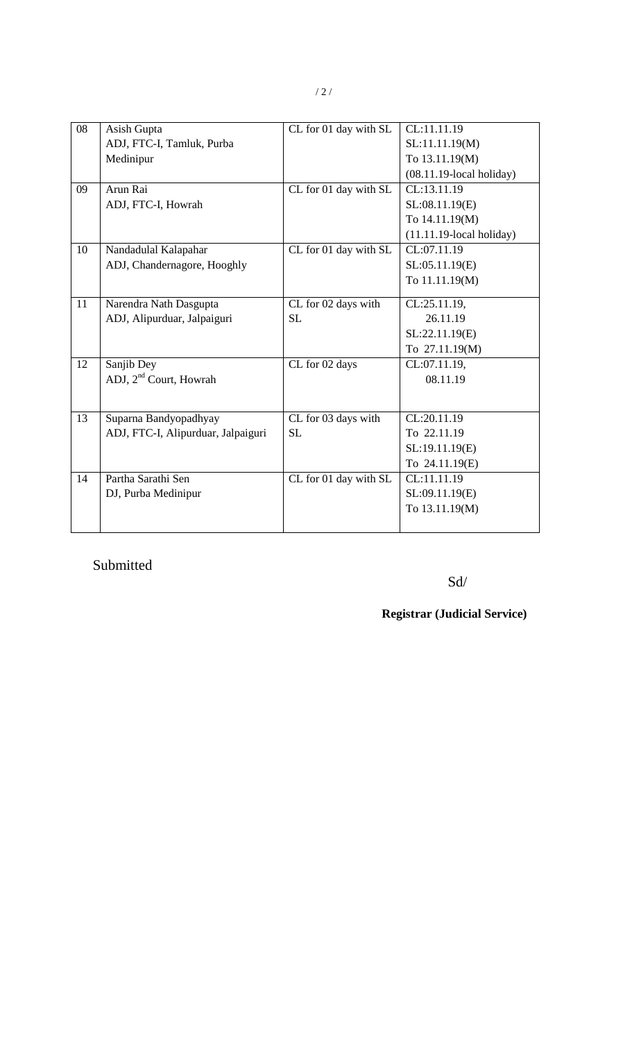| 08 | Asish Gupta<br>ADJ, FTC-I, Tamluk, Purba Medinipur | CL for 01 day with SL | CL:11.11.19<br>SL:11.11.19(M)<br>To 13.11.19(M)<br>(08.11.19-local holiday) |
|---|---|---|---|
| 09 | Arun Rai<br>ADJ, FTC-I, Howrah | CL for 01 day with SL | CL:13.11.19<br>SL:08.11.19(E)<br>To 14.11.19(M)<br>(11.11.19-local holiday) |
| 10 | Nandadulal Kalapahar<br>ADJ, Chandernagore, Hooghly | CL for 01 day with SL | CL:07.11.19<br>SL:05.11.19(E)<br>To 11.11.19(M) |
| 11 | Narendra Nath Dasgupta<br>ADJ, Alipurduar, Jalpaiguri | CL for 02 days with SL | CL:25.11.19,<br>26.11.19<br>SL:22.11.19(E)<br>To 27.11.19(M) |
| 12 | Sanjib Dey<br>ADJ, 2nd Court, Howrah | CL for 02 days | CL:07.11.19,<br>08.11.19 |
| 13 | Suparna Bandyopadhyay<br>ADJ, FTC-I, Alipurduar, Jalpaiguri | CL for 03 days with SL | CL:20.11.19<br>To 22.11.19<br>SL:19.11.19(E)<br>To 24.11.19(E) |
| 14 | Partha Sarathi Sen<br>DJ, Purba Medinipur | CL for 01 day with SL | CL:11.11.19<br>SL:09.11.19(E)<br>To 13.11.19(M) |

Submitted

Sd/

**Registrar (Judicial Service)**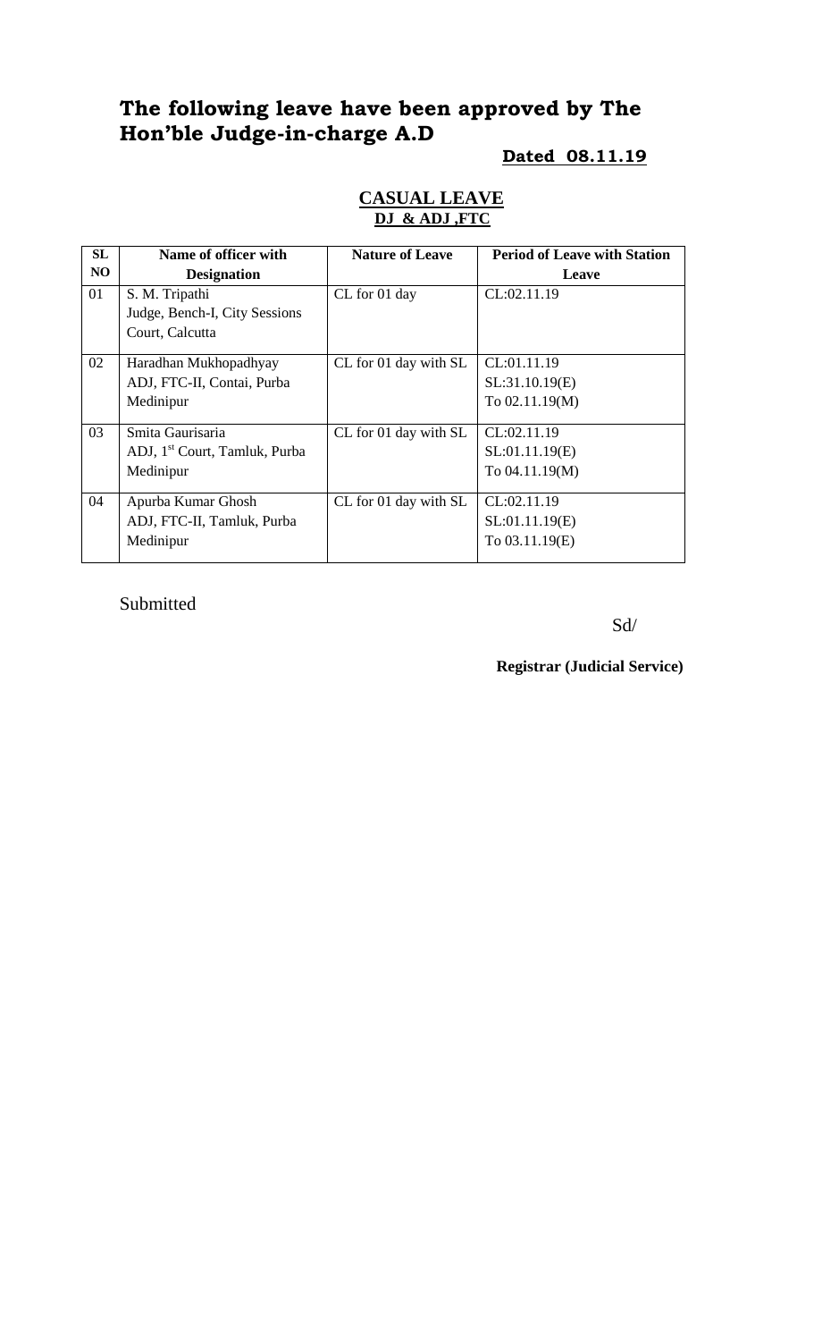## The following leave have been approved by The Hon'ble Judge-in-charge A.D

**Dated 08.11.19**

**CASUAL LEAVE**

**DJ & ADJ ,FTC**

| SL NO | Name of officer with Designation | Nature of Leave | Period of Leave with Station Leave |
|---|---|---|---|
| 01 | S. M. Tripathi<br>Judge, Bench-I, City Sessions Court, Calcutta | CL for 01 day | CL:02.11.19 |
| 02 | Haradhan Mukhopadhyay<br>ADJ, FTC-II, Contai, Purba Medinipur | CL for 01 day with SL | CL:01.11.19<br>SL:31.10.19(E)<br>To 02.11.19(M) |
| 03 | Smita Gaurisaria<br>ADJ, 1st Court, Tamluk, Purba Medinipur | CL for 01 day with SL | CL:02.11.19<br>SL:01.11.19(E)<br>To 04.11.19(M) |
| 04 | Apurba Kumar Ghosh<br>ADJ, FTC-II, Tamluk, Purba Medinipur | CL for 01 day with SL | CL:02.11.19<br>SL:01.11.19(E)<br>To 03.11.19(E) |

Submitted

Sd/

**Registrar (Judicial Service)**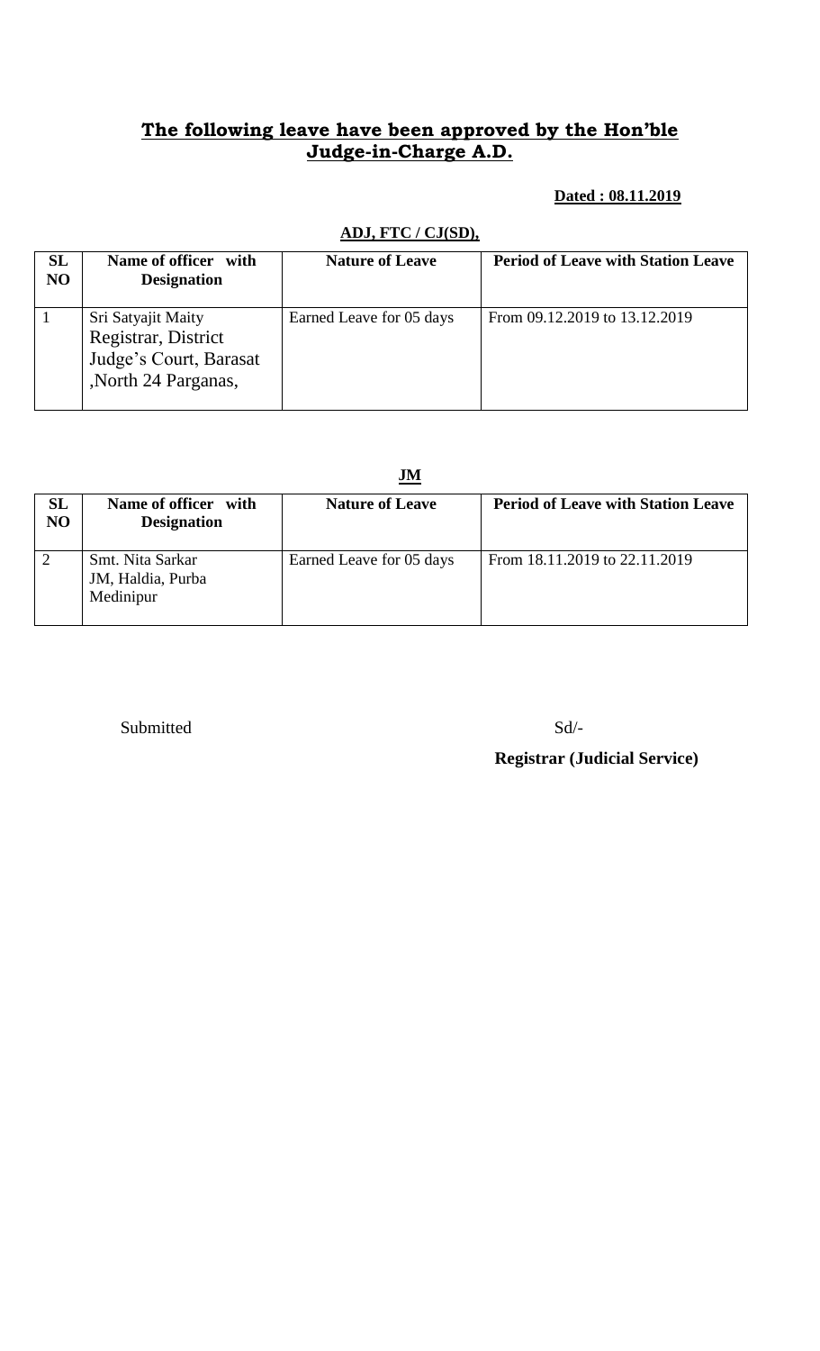## **The following leave have been approved by the Hon'ble Judge-in-Charge A.D.**

**Dated : 08.11.2019**

**ADJ, FTC / CJ(SD),**

| SL NO | Name of officer with Designation | Nature of Leave | Period of Leave with Station Leave |
|---|---|---|---|
| 1 | Sri Satyajit Maity Registrar, District Judge's Court, Barasat ,North 24 Parganas, | Earned Leave for 05 days | From 09.12.2019 to 13.12.2019 |

**JM**

| SL NO | Name of officer with Designation | Nature of Leave | Period of Leave with Station Leave |
|---|---|---|---|
| 2 | Smt. Nita Sarkar JM, Haldia, Purba Medinipur | Earned Leave for 05 days | From 18.11.2019 to 22.11.2019 |

Submitted

Sd/-

**Registrar (Judicial Service)**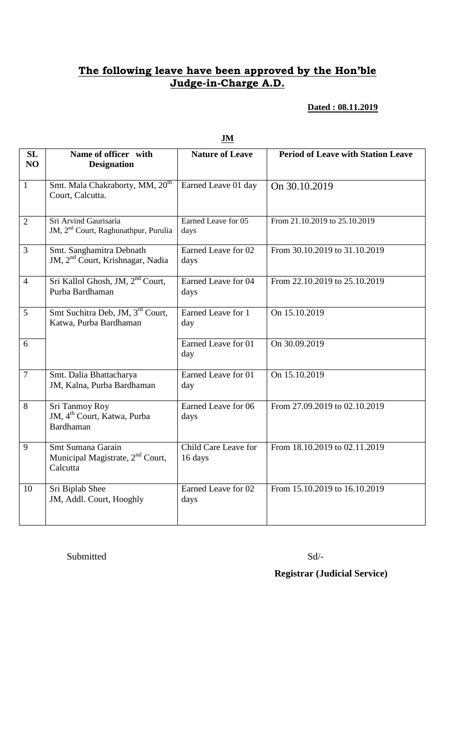## **The following leave have been approved by the Hon'ble Judge-in-Charge A.D.**

**Dated : 08.11.2019**

**JM**

| SL NO | Name of officer with Designation | Nature of Leave | Period of Leave with Station Leave |
|---|---|---|---|
| 1 | Smt. Mala Chakraborty, MM, 20th Court, Calcutta. | Earned Leave 01 day | On 30.10.2019 |
| 2 | Sri Arvind Gaurisaria JM, 2nd Court, Raghunathpur, Purulia | Earned Leave for 05 days | From 21.10.2019 to 25.10.2019 |
| 3 | Smt. Sanghamitra Debnath JM, 2nd Court, Krishnagar, Nadia | Earned Leave for 02 days | From 30.10.2019 to 31.10.2019 |
| 4 | Sri Kallol Ghosh, JM, 2nd Court, Purba Bardhaman | Earned Leave for 04 days | From 22.10.2019 to 25.10.2019 |
| 5 | Smt Suchitra Deb, JM, 3rd Court, Katwa, Purba Bardhaman | Earned Leave for 1 day | On 15.10.2019 |
| 6 | | Earned Leave for 01 day | On 30.09.2019 |
| 7 | Smt. Dalia Bhattacharya JM, Kalna, Purba Bardhaman | Earned Leave for 01 day | On 15.10.2019 |
| 8 | Sri Tanmoy Roy JM, 4th Court, Katwa, Purba Bardhaman | Earned Leave for 06 days | From 27.09.2019 to 02.10.2019 |
| 9 | Smt Sumana Garain Municipal Magistrate, 2nd Court, Calcutta | Child Care Leave for 16 days | From 18.10.2019 to 02.11.2019 |
| 10 | Sri Biplab Shee JM, Addl. Court, Hooghly | Earned Leave for 02 days | From 15.10.2019 to 16.10.2019 |

Submitted

Sd/-

**Registrar (Judicial Service)**